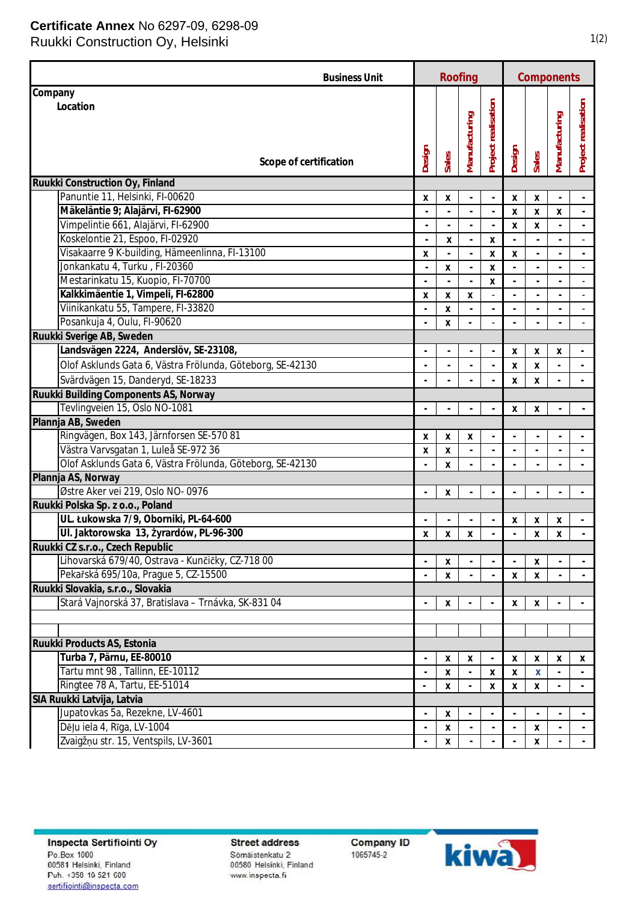**Certificate Annex** No 6297-09, 6298-09

Ruukki Construction Oy, Helsinki

| Company / Location / Scope of certification | Roofing | | | | Components | | | |
|---|---|---|---|---|---|---|---|---|
| | Design | Sales | Manufacturing | Project realisation | Design | Sales | Manufacturing | Project realisation |
| **Ruukki Construction Oy, Finland** | | | | | | | | |
| Panuntie 11, Helsinki, FI-00620 | x | x | - | - | x | x | - | - |
| **Mäkeläntie 9; Alajärvi, FI-62900** | - | - | - | - | x | x | x | - |
| Vimpelintie 661, Alajärvi, FI-62900 | - | - | - | - | x | x | - | - |
| Koskelontie 21, Espoo, FI-02920 | - | x | - | x | - | - | - | - |
| Visakaarre 9 K-building, Hämeenlinna, FI-13100 | x | - | - | x | x | - | - | - |
| Jonkankatu 4, Turku , FI-20360 | - | x | - | x | - | - | - | - |
| Mestarinkatu 15, Kuopio, FI-70700 | - | - | - | x | - | - | - | - |
| **Kalkkimäentie 1, Vimpeli, FI-62800** | x | x | x | - | - | - | - | - |
| Viinikankatu 55, Tampere, FI-33820 | - | x | - | - | - | - | - | - |
| Posankuja 4, Oulu, FI-90620 | - | x | - | - | - | - | - | - |
| **Ruukki Sverige AB, Sweden** | | | | | | | | |
| **Landsvägen 2224, Anderslöv, SE-23108,** | - | - | - | - | x | x | x | - |
| Olof Asklunds Gata 6, Västra Frölunda, Göteborg, SE-42130 | - | - | - | - | x | x | - | - |
| Svärdvägen 15, Danderyd, SE-18233 | - | - | - | - | x | x | - | - |
| **Ruukki Building Components AS, Norway** | | | | | | | | |
| Tevlingveien 15, Oslo NO-1081 | - | - | - | - | x | x | - | - |
| **Plannja AB, Sweden** | | | | | | | | |
| Ringvägen, Box 143, Järnforsen SE-570 81 | x | x | x | - | - | - | - | - |
| Västra Varvsgatan 1, Luleå SE-972 36 | x | x | - | - | - | - | - | - |
| Olof Asklunds Gata 6, Västra Frölunda, Göteborg, SE-42130 | - | x | - | - | - | - | - | - |
| **Plannja AS, Norway** | | | | | | | | |
| Østre Aker vei 219, Oslo NO- 0976 | - | x | - | - | - | - | - | - |
| **Ruukki Polska Sp. z o.o., Poland** | | | | | | | | |
| **UL. Łukowska 7/9, Oborniki, PL-64-600** | - | - | - | - | x | x | x | - |
| **Ul. Jaktorowska 13, Żyrardów, PL-96-300** | x | x | x | - | - | x | x | - |
| **Ruukki CZ s.r.o., Czech Republic** | | | | | | | | |
| Lihovarská 679/40, Ostrava - Kunčičky, CZ-718 00 | - | x | - | - | - | x | - | - |
| Pekařská 695/10a, Prague 5, CZ-15500 | - | x | - | - | x | x | - | - |
| **Ruukki Slovakia, s.r.o., Slovakia** | | | | | | | | |
| Stará Vajnorská 37, Bratislava – Trnávka, SK-831 04 | - | x | - | - | x | x | - | - |
| | | | | | | | | |
| | | | | | | | | |
| **Ruukki Products AS, Estonia** | | | | | | | | |
| **Turba 7, Pärnu, EE-80010** | - | x | x | - | x | x | x | x |
| Tartu mnt 98 , Tallinn, EE-10112 | - | x | - | x | x | x | - | - |
| Ringtee 78 A, Tartu, EE-51014 | - | x | - | x | x | x | - | - |
| **SIA Ruukki Latvija, Latvia** | | | | | | | | |
| Jupatovkas 5a, Rezekne, LV-4601 | - | x | - | - | - | - | - | - |
| Dēļu iela 4, Rīga, LV-1004 | - | x | - | - | - | x | - | - |
| Zvaigžņu str. 15, Ventspils, LV-3601 | - | x | - | - | - | x | - | - |

**Inspecta Sertifiointi Oy**
Po.Box 1000
00581 Helsinki, Finland
Puh. +358 10 521 600
sertifiointi@inspecta.com

**Street address**
Sörnäistenkatu 2
00580 Helsinki, Finland
www.inspecta.fi

**Company ID**
1065745-2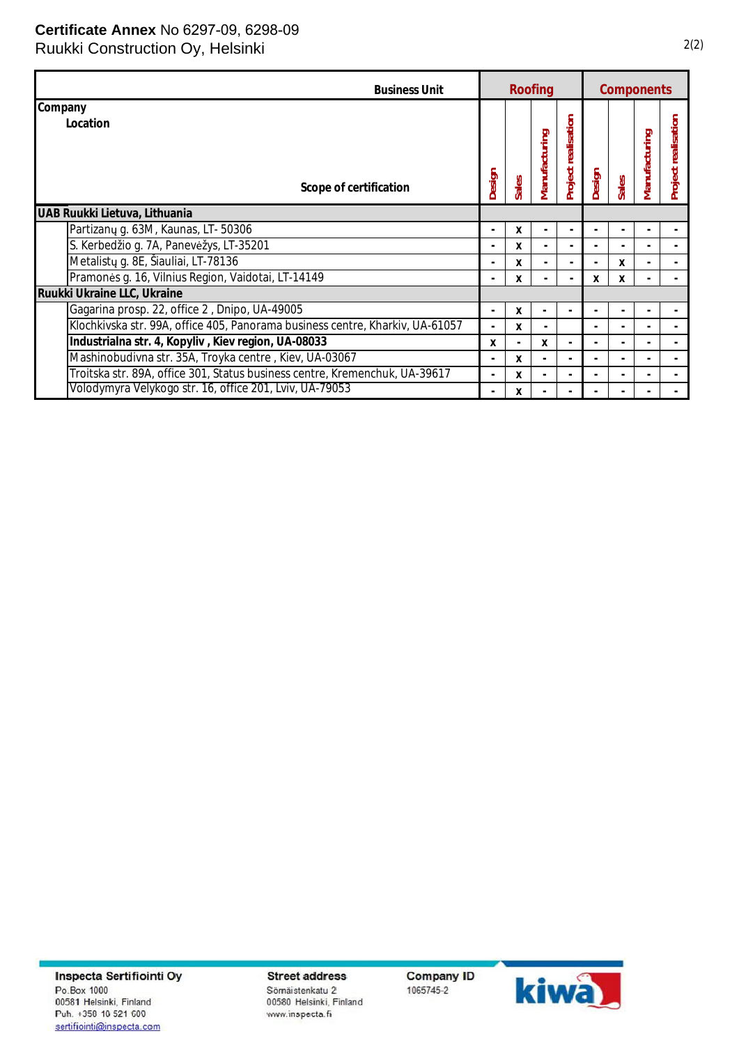**Certificate Annex** No 6297-09, 6298-09
Ruukki Construction Oy, Helsinki

| Business Unit | Roofing | | | | Components | | | |
|---|---|---|---|---|---|---|---|---|
| **Company** / **Location** / **Scope of certification** | Design | Sales | Manufacturing | Project realisation | Design | Sales | Manufacturing | Project realisation |
| **UAB Ruukki Lietuva, Lithuania** | | | | | | | | |
| Partizanų g. 63M , Kaunas, LT- 50306 | - | x | - | - | - | - | - | - |
| S. Kerbedžio g. 7A, Panevėžys, LT-35201 | - | x | - | - | - | - | - | - |
| Metalistų g. 8E, Šiauliai, LT-78136 | - | x | - | - | - | x | - | - |
| Pramonės g. 16, Vilnius Region, Vaidotai, LT-14149 | - | x | - | - | x | x | - | - |
| **Ruukki Ukraine LLC, Ukraine** | | | | | | | | |
| Gagarina prosp. 22, office 2 , Dnipo, UA-49005 | - | x | - | - | - | - | - | - |
| Klochkivska str. 99A, office 405, Panorama business centre, Kharkiv, UA-61057 | - | x | - | | - | - | - | - |
| **Industrialna str. 4, Kopyliv , Kiev region, UA-08033** | x | - | x | - | - | - | - | - |
| Mashinobudivna str. 35A, Troyka centre , Kiev, UA-03067 | - | x | - | - | - | - | - | - |
| Troitska str. 89A, office 301, Status business centre, Kremenchuk, UA-39617 | - | x | - | - | - | - | - | - |
| Volodymyra Velykogo str. 16, office 201, Lviv, UA-79053 | - | x | - | - | - | - | - | - |